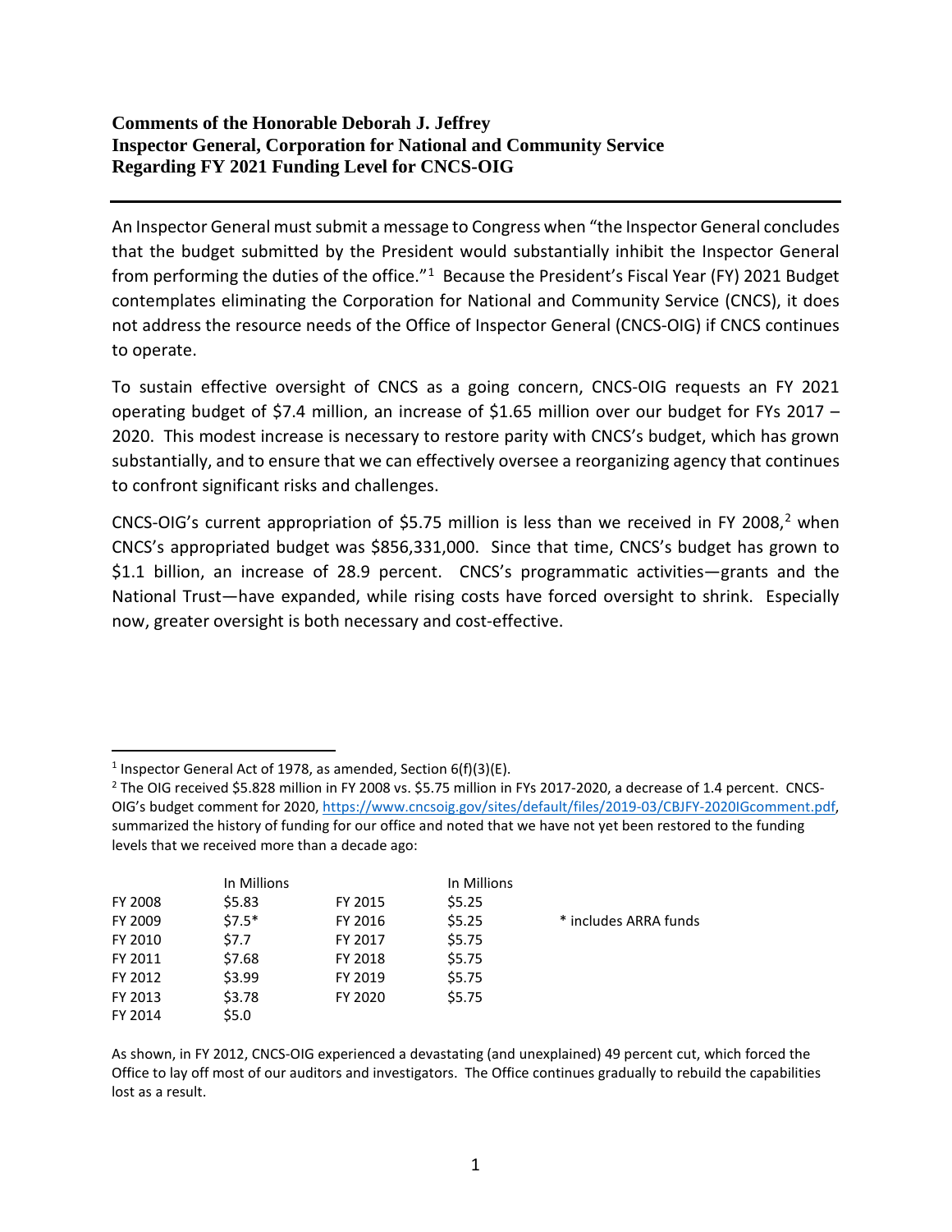**Comments of the Honorable Deborah J. Jeffrey**
**Inspector General, Corporation for National and Community Service**
**Regarding FY 2021 Funding Level for CNCS-OIG**

---

An Inspector General must submit a message to Congress when "the Inspector General concludes that the budget submitted by the President would substantially inhibit the Inspector General from performing the duties of the office."[1] Because the President's Fiscal Year (FY) 2021 Budget contemplates eliminating the Corporation for National and Community Service (CNCS), it does not address the resource needs of the Office of Inspector General (CNCS-OIG) if CNCS continues to operate.

To sustain effective oversight of CNCS as a going concern, CNCS-OIG requests an FY 2021 operating budget of $7.4 million, an increase of $1.65 million over our budget for FYs 2017 – 2020. This modest increase is necessary to restore parity with CNCS's budget, which has grown substantially, and to ensure that we can effectively oversee a reorganizing agency that continues to confront significant risks and challenges.

CNCS-OIG's current appropriation of $5.75 million is less than we received in FY 2008,[2] when CNCS's appropriated budget was $856,331,000. Since that time, CNCS's budget has grown to $1.1 billion, an increase of 28.9 percent. CNCS's programmatic activities—grants and the National Trust—have expanded, while rising costs have forced oversight to shrink. Especially now, greater oversight is both necessary and cost-effective.

---

[1] Inspector General Act of 1978, as amended, Section 6(f)(3)(E).

[2] The OIG received $5.828 million in FY 2008 vs. $5.75 million in FYs 2017-2020, a decrease of 1.4 percent. CNCS-OIG's budget comment for 2020, https://www.cncsoig.gov/sites/default/files/2019-03/CBJFY-2020IGcomment.pdf, summarized the history of funding for our office and noted that we have not yet been restored to the funding levels that we received more than a decade ago:

| | In Millions | | In Millions | |
|---|---|---|---|---|
| FY 2008 | $5.83 | FY 2015 | $5.25 | |
| FY 2009 | $7.5* | FY 2016 | $5.25 | * includes ARRA funds |
| FY 2010 | $7.7 | FY 2017 | $5.75 | |
| FY 2011 | $7.68 | FY 2018 | $5.75 | |
| FY 2012 | $3.99 | FY 2019 | $5.75 | |
| FY 2013 | $3.78 | FY 2020 | $5.75 | |
| FY 2014 | $5.0 | | | |

As shown, in FY 2012, CNCS-OIG experienced a devastating (and unexplained) 49 percent cut, which forced the Office to lay off most of our auditors and investigators. The Office continues gradually to rebuild the capabilities lost as a result.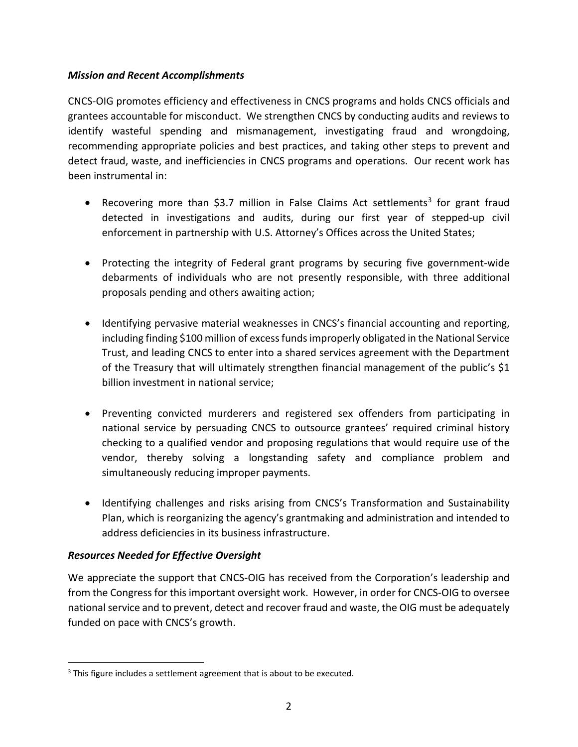***Mission and Recent Accomplishments***

CNCS-OIG promotes efficiency and effectiveness in CNCS programs and holds CNCS officials and grantees accountable for misconduct. We strengthen CNCS by conducting audits and reviews to identify wasteful spending and mismanagement, investigating fraud and wrongdoing, recommending appropriate policies and best practices, and taking other steps to prevent and detect fraud, waste, and inefficiencies in CNCS programs and operations. Our recent work has been instrumental in:

- Recovering more than $3.7 million in False Claims Act settlements[3] for grant fraud detected in investigations and audits, during our first year of stepped-up civil enforcement in partnership with U.S. Attorney's Offices across the United States;

- Protecting the integrity of Federal grant programs by securing five government-wide debarments of individuals who are not presently responsible, with three additional proposals pending and others awaiting action;

- Identifying pervasive material weaknesses in CNCS's financial accounting and reporting, including finding $100 million of excess funds improperly obligated in the National Service Trust, and leading CNCS to enter into a shared services agreement with the Department of the Treasury that will ultimately strengthen financial management of the public's $1 billion investment in national service;

- Preventing convicted murderers and registered sex offenders from participating in national service by persuading CNCS to outsource grantees' required criminal history checking to a qualified vendor and proposing regulations that would require use of the vendor, thereby solving a longstanding safety and compliance problem and simultaneously reducing improper payments.

- Identifying challenges and risks arising from CNCS's Transformation and Sustainability Plan, which is reorganizing the agency's grantmaking and administration and intended to address deficiencies in its business infrastructure.

***Resources Needed for Effective Oversight***

We appreciate the support that CNCS-OIG has received from the Corporation's leadership and from the Congress for this important oversight work. However, in order for CNCS-OIG to oversee national service and to prevent, detect and recover fraud and waste, the OIG must be adequately funded on pace with CNCS's growth.

[3] This figure includes a settlement agreement that is about to be executed.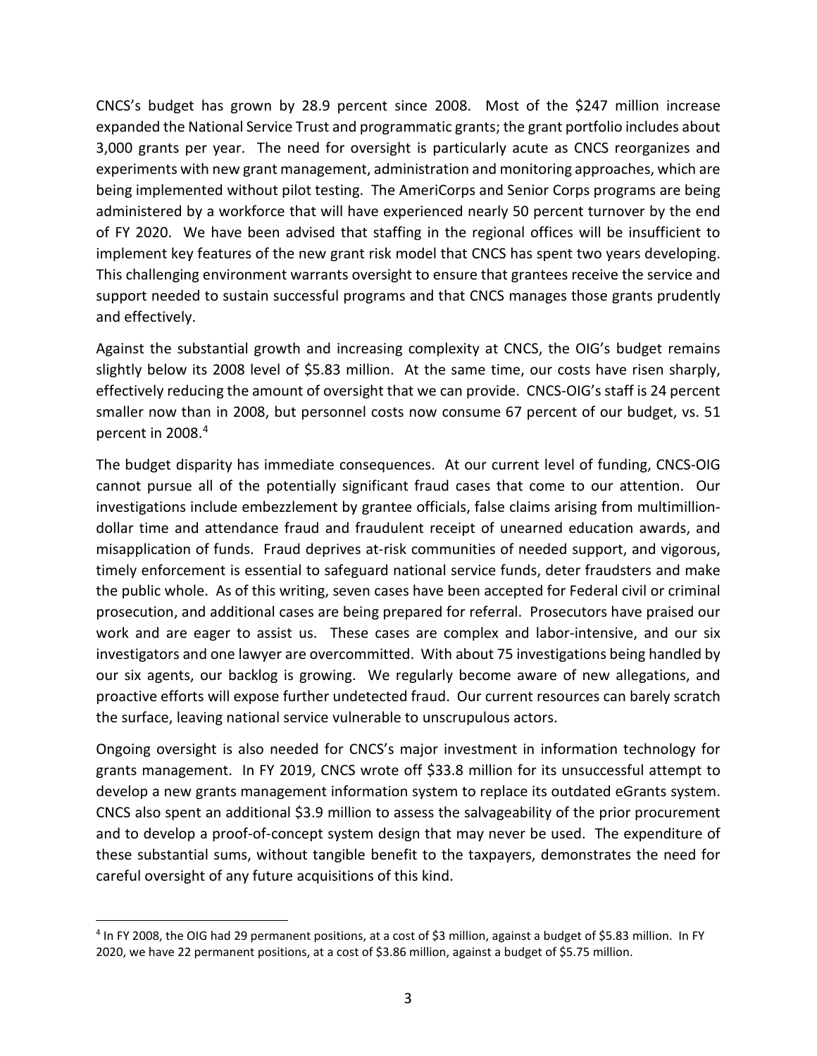CNCS's budget has grown by 28.9 percent since 2008. Most of the $247 million increase expanded the National Service Trust and programmatic grants; the grant portfolio includes about 3,000 grants per year. The need for oversight is particularly acute as CNCS reorganizes and experiments with new grant management, administration and monitoring approaches, which are being implemented without pilot testing. The AmeriCorps and Senior Corps programs are being administered by a workforce that will have experienced nearly 50 percent turnover by the end of FY 2020. We have been advised that staffing in the regional offices will be insufficient to implement key features of the new grant risk model that CNCS has spent two years developing. This challenging environment warrants oversight to ensure that grantees receive the service and support needed to sustain successful programs and that CNCS manages those grants prudently and effectively.

Against the substantial growth and increasing complexity at CNCS, the OIG's budget remains slightly below its 2008 level of $5.83 million. At the same time, our costs have risen sharply, effectively reducing the amount of oversight that we can provide. CNCS-OIG's staff is 24 percent smaller now than in 2008, but personnel costs now consume 67 percent of our budget, vs. 51 percent in 2008.[4]

The budget disparity has immediate consequences. At our current level of funding, CNCS-OIG cannot pursue all of the potentially significant fraud cases that come to our attention. Our investigations include embezzlement by grantee officials, false claims arising from multimillion-dollar time and attendance fraud and fraudulent receipt of unearned education awards, and misapplication of funds. Fraud deprives at-risk communities of needed support, and vigorous, timely enforcement is essential to safeguard national service funds, deter fraudsters and make the public whole. As of this writing, seven cases have been accepted for Federal civil or criminal prosecution, and additional cases are being prepared for referral. Prosecutors have praised our work and are eager to assist us. These cases are complex and labor-intensive, and our six investigators and one lawyer are overcommitted. With about 75 investigations being handled by our six agents, our backlog is growing. We regularly become aware of new allegations, and proactive efforts will expose further undetected fraud. Our current resources can barely scratch the surface, leaving national service vulnerable to unscrupulous actors.

Ongoing oversight is also needed for CNCS's major investment in information technology for grants management. In FY 2019, CNCS wrote off $33.8 million for its unsuccessful attempt to develop a new grants management information system to replace its outdated eGrants system. CNCS also spent an additional $3.9 million to assess the salvageability of the prior procurement and to develop a proof-of-concept system design that may never be used. The expenditure of these substantial sums, without tangible benefit to the taxpayers, demonstrates the need for careful oversight of any future acquisitions of this kind.

---

[4] In FY 2008, the OIG had 29 permanent positions, at a cost of $3 million, against a budget of $5.83 million. In FY 2020, we have 22 permanent positions, at a cost of $3.86 million, against a budget of $5.75 million.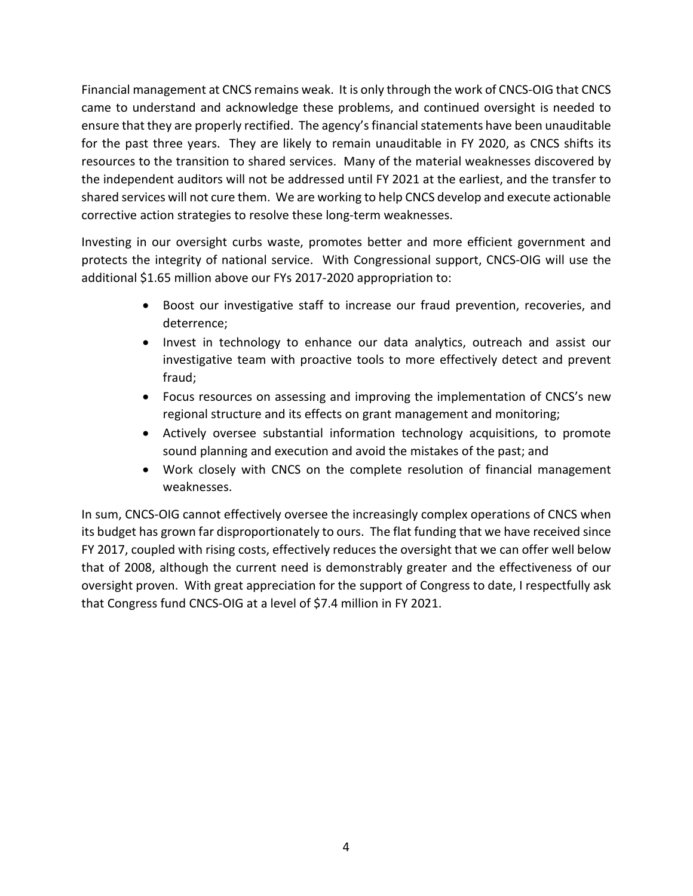Financial management at CNCS remains weak. It is only through the work of CNCS-OIG that CNCS came to understand and acknowledge these problems, and continued oversight is needed to ensure that they are properly rectified. The agency's financial statements have been unauditable for the past three years. They are likely to remain unauditable in FY 2020, as CNCS shifts its resources to the transition to shared services. Many of the material weaknesses discovered by the independent auditors will not be addressed until FY 2021 at the earliest, and the transfer to shared services will not cure them. We are working to help CNCS develop and execute actionable corrective action strategies to resolve these long-term weaknesses.

Investing in our oversight curbs waste, promotes better and more efficient government and protects the integrity of national service. With Congressional support, CNCS-OIG will use the additional $1.65 million above our FYs 2017-2020 appropriation to:

- Boost our investigative staff to increase our fraud prevention, recoveries, and deterrence;
- Invest in technology to enhance our data analytics, outreach and assist our investigative team with proactive tools to more effectively detect and prevent fraud;
- Focus resources on assessing and improving the implementation of CNCS's new regional structure and its effects on grant management and monitoring;
- Actively oversee substantial information technology acquisitions, to promote sound planning and execution and avoid the mistakes of the past; and
- Work closely with CNCS on the complete resolution of financial management weaknesses.

In sum, CNCS-OIG cannot effectively oversee the increasingly complex operations of CNCS when its budget has grown far disproportionately to ours. The flat funding that we have received since FY 2017, coupled with rising costs, effectively reduces the oversight that we can offer well below that of 2008, although the current need is demonstrably greater and the effectiveness of our oversight proven. With great appreciation for the support of Congress to date, I respectfully ask that Congress fund CNCS-OIG at a level of $7.4 million in FY 2021.